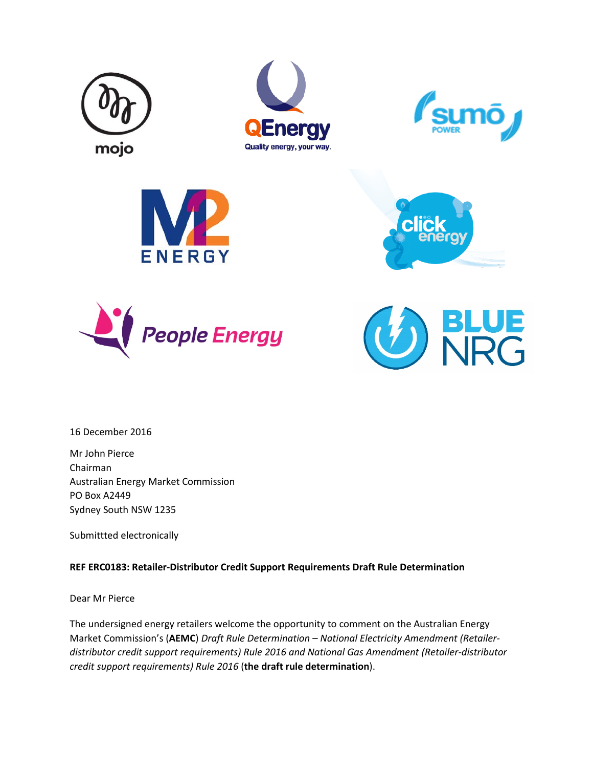16 December 2016

Mr John Pierce
Chairman
Australian Energy Market Commission
PO Box A2449
Sydney South NSW 1235

Submittted electronically

**REF ERC0183: Retailer-Distributor Credit Support Requirements Draft Rule Determination**

Dear Mr Pierce

The undersigned energy retailers welcome the opportunity to comment on the Australian Energy Market Commission's (**AEMC**) *Draft Rule Determination – National Electricity Amendment (Retailer-distributor credit support requirements) Rule 2016 and National Gas Amendment (Retailer-distributor credit support requirements) Rule 2016* (**the draft rule determination**).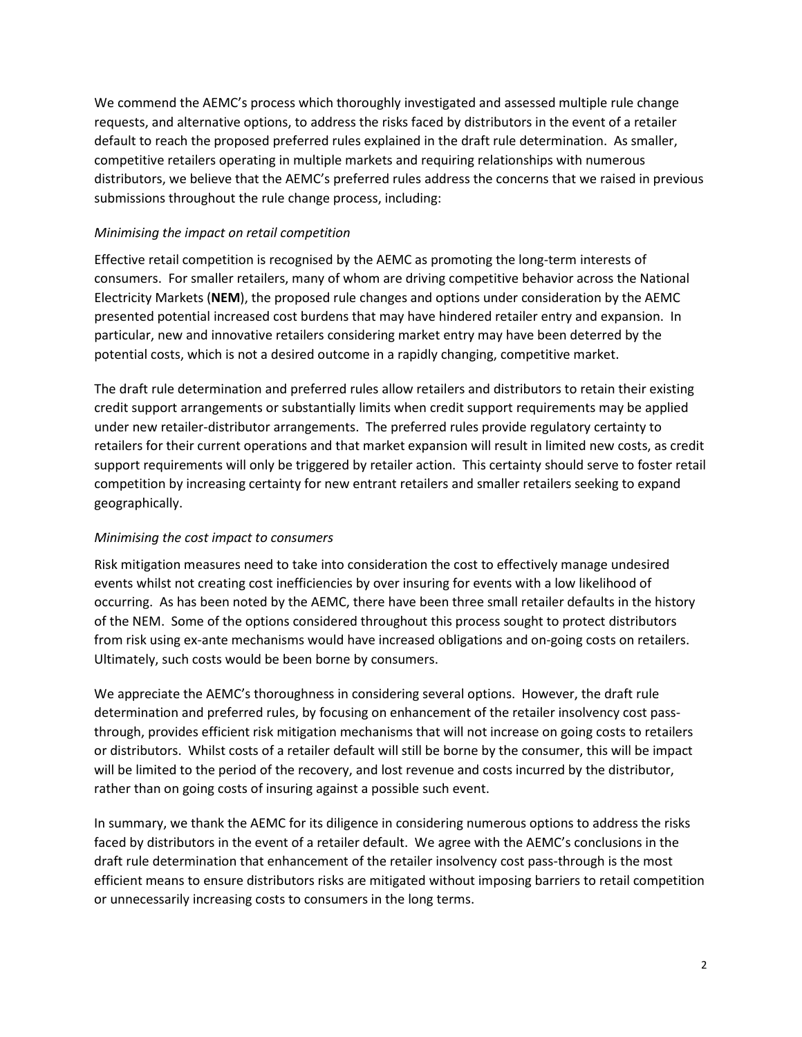We commend the AEMC's process which thoroughly investigated and assessed multiple rule change requests, and alternative options, to address the risks faced by distributors in the event of a retailer default to reach the proposed preferred rules explained in the draft rule determination. As smaller, competitive retailers operating in multiple markets and requiring relationships with numerous distributors, we believe that the AEMC's preferred rules address the concerns that we raised in previous submissions throughout the rule change process, including:

*Minimising the impact on retail competition*

Effective retail competition is recognised by the AEMC as promoting the long-term interests of consumers. For smaller retailers, many of whom are driving competitive behavior across the National Electricity Markets (**NEM**), the proposed rule changes and options under consideration by the AEMC presented potential increased cost burdens that may have hindered retailer entry and expansion. In particular, new and innovative retailers considering market entry may have been deterred by the potential costs, which is not a desired outcome in a rapidly changing, competitive market.

The draft rule determination and preferred rules allow retailers and distributors to retain their existing credit support arrangements or substantially limits when credit support requirements may be applied under new retailer-distributor arrangements. The preferred rules provide regulatory certainty to retailers for their current operations and that market expansion will result in limited new costs, as credit support requirements will only be triggered by retailer action. This certainty should serve to foster retail competition by increasing certainty for new entrant retailers and smaller retailers seeking to expand geographically.

*Minimising the cost impact to consumers*

Risk mitigation measures need to take into consideration the cost to effectively manage undesired events whilst not creating cost inefficiencies by over insuring for events with a low likelihood of occurring. As has been noted by the AEMC, there have been three small retailer defaults in the history of the NEM. Some of the options considered throughout this process sought to protect distributors from risk using ex-ante mechanisms would have increased obligations and on-going costs on retailers. Ultimately, such costs would be been borne by consumers.

We appreciate the AEMC's thoroughness in considering several options. However, the draft rule determination and preferred rules, by focusing on enhancement of the retailer insolvency cost pass-through, provides efficient risk mitigation mechanisms that will not increase on going costs to retailers or distributors. Whilst costs of a retailer default will still be borne by the consumer, this will be impact will be limited to the period of the recovery, and lost revenue and costs incurred by the distributor, rather than on going costs of insuring against a possible such event.

In summary, we thank the AEMC for its diligence in considering numerous options to address the risks faced by distributors in the event of a retailer default. We agree with the AEMC's conclusions in the draft rule determination that enhancement of the retailer insolvency cost pass-through is the most efficient means to ensure distributors risks are mitigated without imposing barriers to retail competition or unnecessarily increasing costs to consumers in the long terms.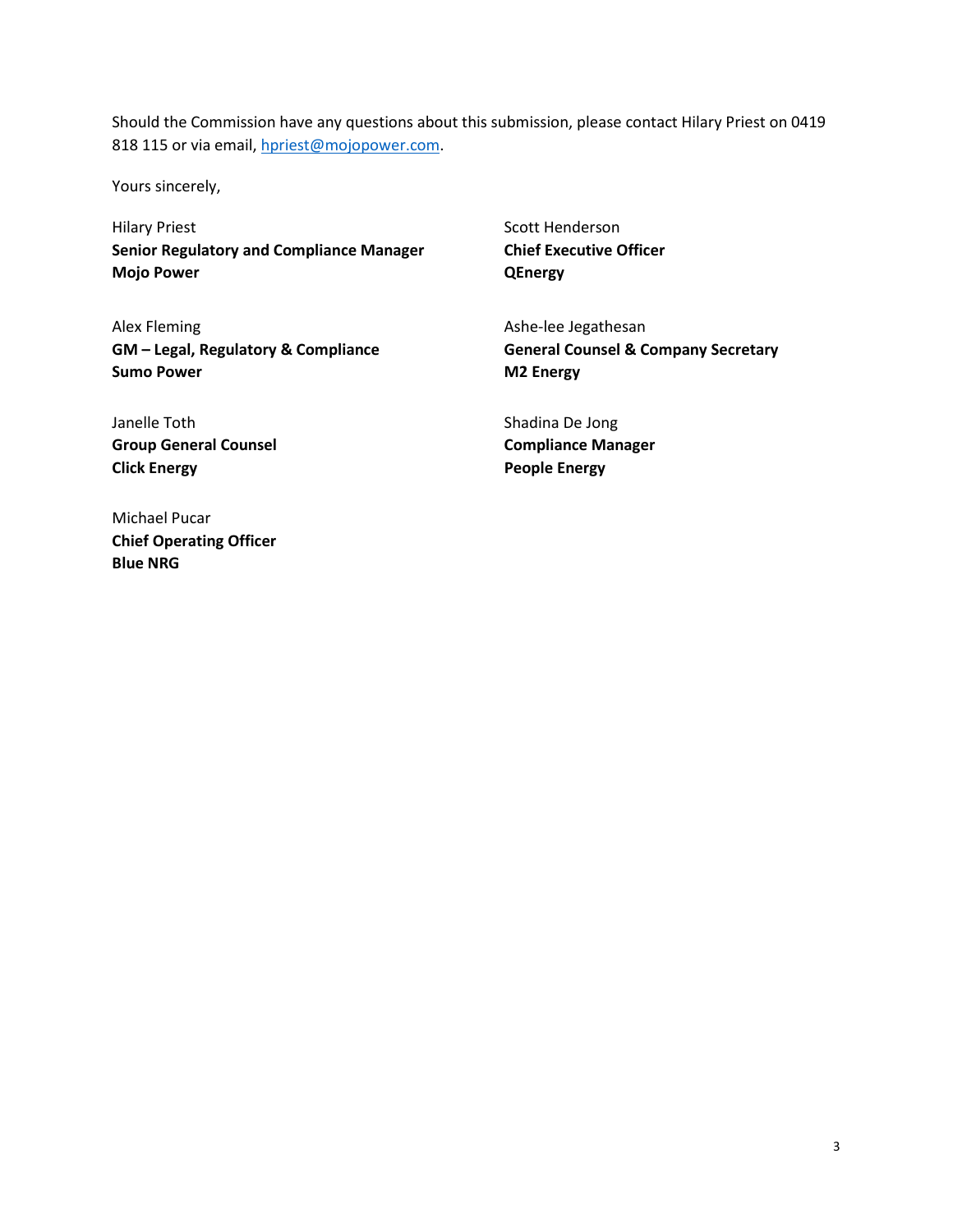Should the Commission have any questions about this submission, please contact Hilary Priest on 0419 818 115 or via email, hpriest@mojopower.com.

Yours sincerely,

Hilary Priest
**Senior Regulatory and Compliance Manager**
**Mojo Power**

Scott Henderson
**Chief Executive Officer**
**QEnergy**

Alex Fleming
**GM – Legal, Regulatory & Compliance**
**Sumo Power**

Ashe-lee Jegathesan
**General Counsel & Company Secretary**
**M2 Energy**

Janelle Toth
**Group General Counsel**
**Click Energy**

Shadina De Jong
**Compliance Manager**
**People Energy**

Michael Pucar
**Chief Operating Officer**
**Blue NRG**